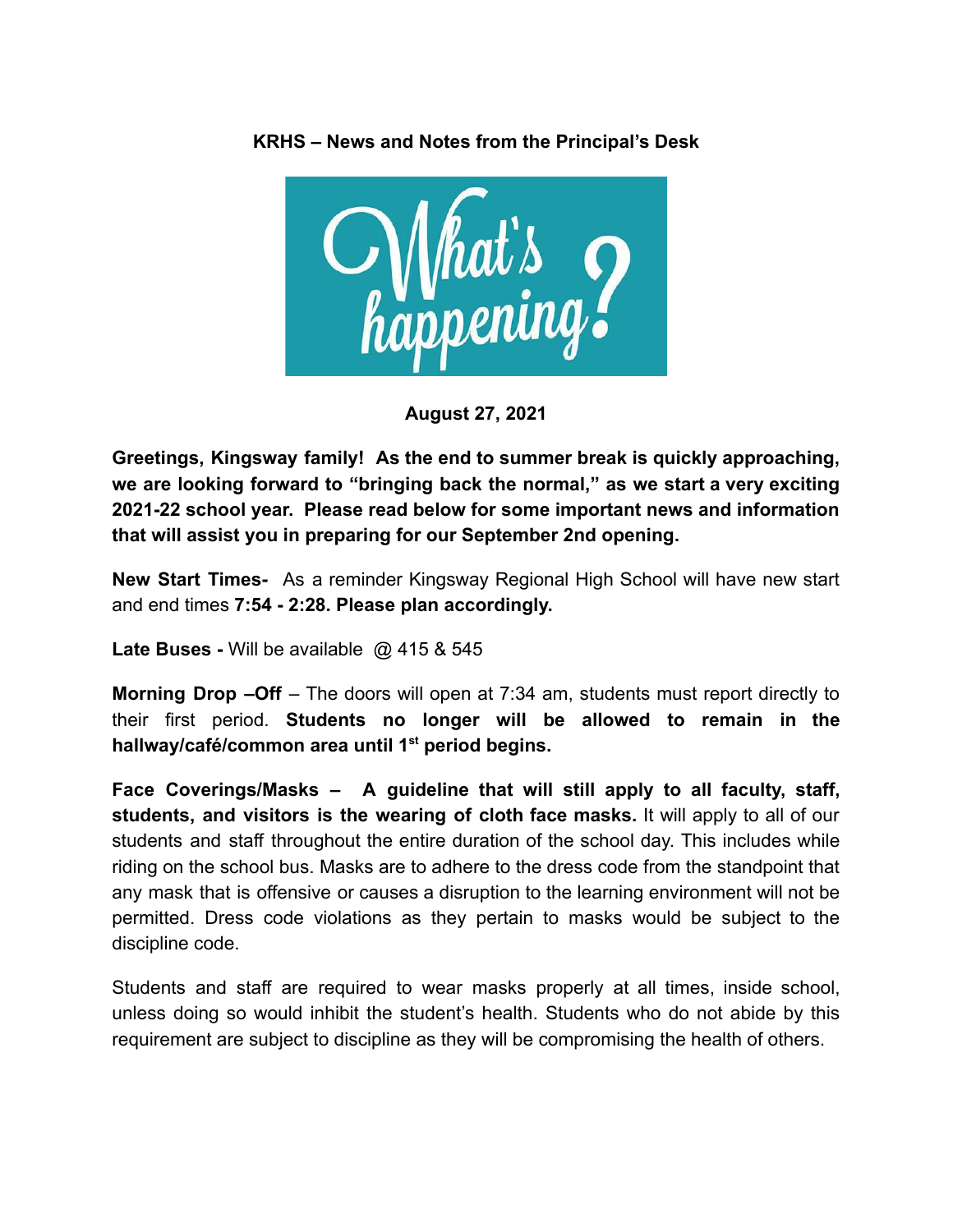**KRHS – News and Notes from the Principal's Desk**

What's happening?

**August 27, 2021**

**Greetings, Kingsway family! As the end to summer break is quickly approaching, we are looking forward to "bringing back the normal," as we start a very exciting 2021-22 school year. Please read below for some important news and information that will assist you in preparing for our September 2nd opening.**

**New Start Times-** As a reminder Kingsway Regional High School will have new start and end times **7:54 - 2:28. Please plan accordingly.**

**Late Buses -** Will be available @ 415 & 545

**Morning Drop –Off** – The doors will open at 7:34 am, students must report directly to their first period. **Students no longer will be allowed to remain in the hallway/café/common area until 1st period begins.**

**Face Coverings/Masks – A guideline that will still apply to all faculty, staff, students, and visitors is the wearing of cloth face masks.** It will apply to all of our students and staff throughout the entire duration of the school day. This includes while riding on the school bus. Masks are to adhere to the dress code from the standpoint that any mask that is offensive or causes a disruption to the learning environment will not be permitted. Dress code violations as they pertain to masks would be subject to the discipline code.

Students and staff are required to wear masks properly at all times, inside school, unless doing so would inhibit the student's health. Students who do not abide by this requirement are subject to discipline as they will be compromising the health of others.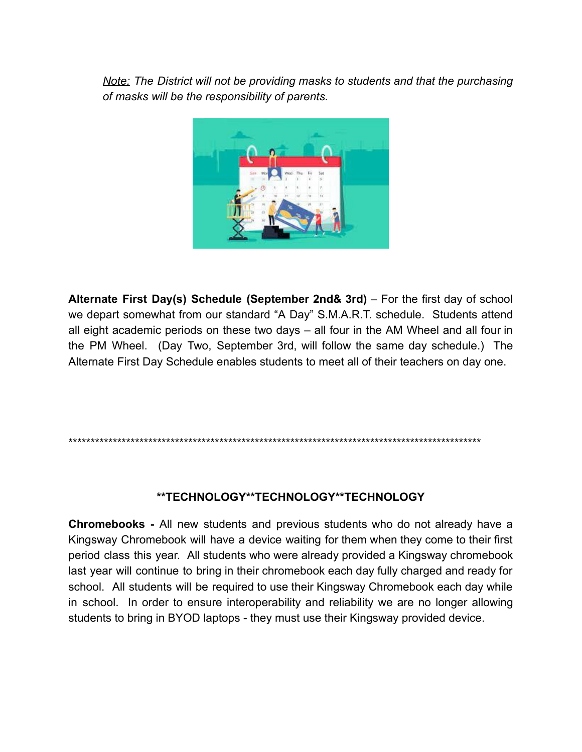*<u>Note:</u> The District will not be providing masks to students and that the purchasing of masks will be the responsibility of parents.*

**Alternate First Day(s) Schedule (September 2nd& 3rd)** – For the first day of school we depart somewhat from our standard "A Day" S.M.A.R.T. schedule. Students attend all eight academic periods on these two days – all four in the AM Wheel and all four in the PM Wheel. (Day Two, September 3rd, will follow the same day schedule.) The Alternate First Day Schedule enables students to meet all of their teachers on day one.

\*\*\*\*\*\*\*\*\*\*\*\*\*\*\*\*\*\*\*\*\*\*\*\*\*\*\*\*\*\*\*\*\*\*\*\*\*\*\*\*\*\*\*\*\*\*\*\*\*\*\*\*\*\*\*\*\*\*\*\*\*\*\*\*\*\*\*\*\*\*\*\*\*\*\*\*\*\*\*\*\*\*\*\*\*\*\*\*\*\*\*\*\*\*\*\*\*

**\*\*TECHNOLOGY\*\*TECHNOLOGY\*\*TECHNOLOGY**

**Chromebooks -** All new students and previous students who do not already have a Kingsway Chromebook will have a device waiting for them when they come to their first period class this year. All students who were already provided a Kingsway chromebook last year will continue to bring in their chromebook each day fully charged and ready for school. All students will be required to use their Kingsway Chromebook each day while in school. In order to ensure interoperability and reliability we are no longer allowing students to bring in BYOD laptops - they must use their Kingsway provided device.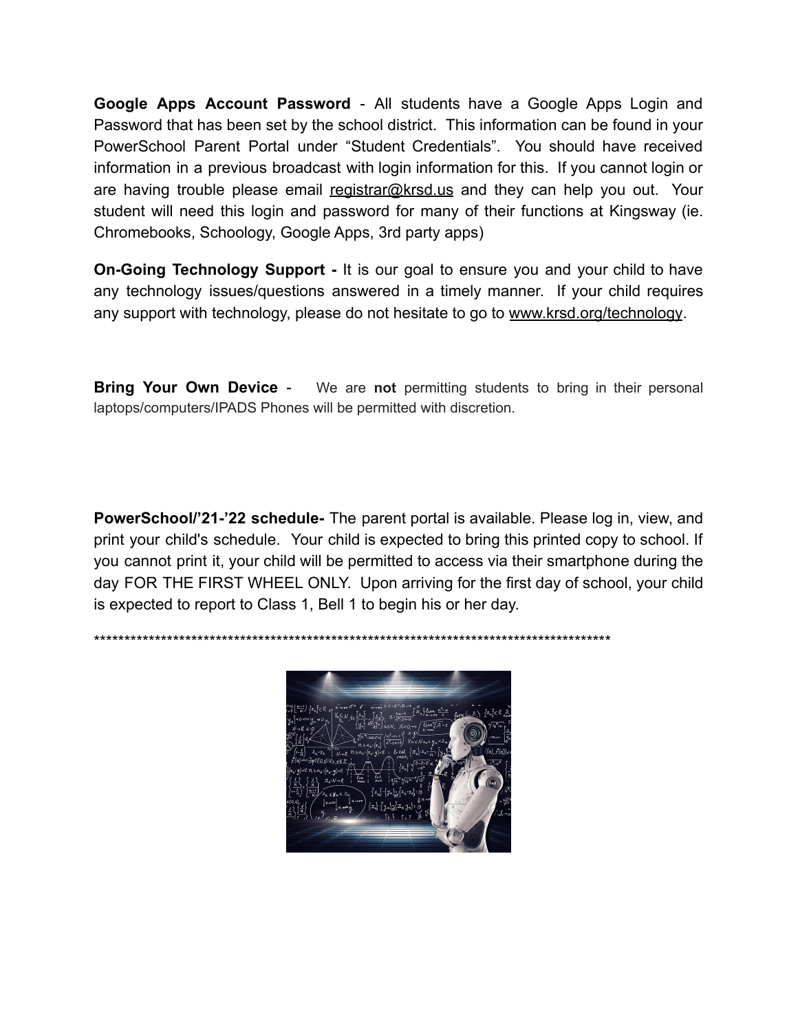**Google Apps Account Password** - All students have a Google Apps Login and Password that has been set by the school district. This information can be found in your PowerSchool Parent Portal under "Student Credentials". You should have received information in a previous broadcast with login information for this. If you cannot login or are having trouble please email registrar@krsd.us and they can help you out. Your student will need this login and password for many of their functions at Kingsway (ie. Chromebooks, Schoology, Google Apps, 3rd party apps)

**On-Going Technology Support -** It is our goal to ensure you and your child to have any technology issues/questions answered in a timely manner. If your child requires any support with technology, please do not hesitate to go to www.krsd.org/technology.

**Bring Your Own Device** - We are **not** permitting students to bring in their personal laptops/computers/IPADS Phones will be permitted with discretion.

**PowerSchool/'21-'22 schedule-** The parent portal is available. Please log in, view, and print your child's schedule. Your child is expected to bring this printed copy to school. If you cannot print it, your child will be permitted to access via their smartphone during the day FOR THE FIRST WHEEL ONLY. Upon arriving for the first day of school, your child is expected to report to Class 1, Bell 1 to begin his or her day.

******************************************************************************************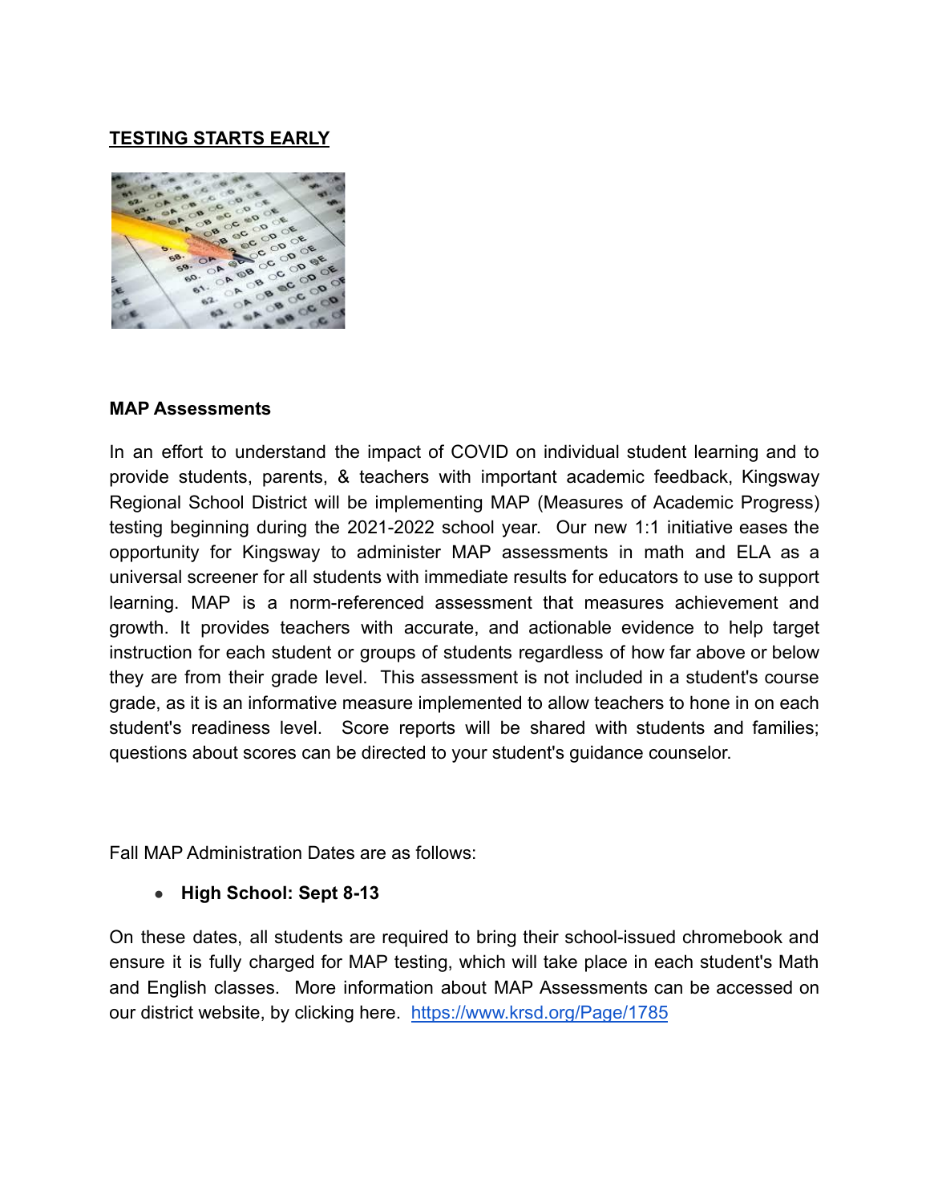## TESTING STARTS EARLY

### MAP Assessments

In an effort to understand the impact of COVID on individual student learning and to provide students, parents, & teachers with important academic feedback, Kingsway Regional School District will be implementing MAP (Measures of Academic Progress) testing beginning during the 2021-2022 school year. Our new 1:1 initiative eases the opportunity for Kingsway to administer MAP assessments in math and ELA as a universal screener for all students with immediate results for educators to use to support learning. MAP is a norm-referenced assessment that measures achievement and growth. It provides teachers with accurate, and actionable evidence to help target instruction for each student or groups of students regardless of how far above or below they are from their grade level. This assessment is not included in a student's course grade, as it is an informative measure implemented to allow teachers to hone in on each student's readiness level. Score reports will be shared with students and families; questions about scores can be directed to your student's guidance counselor.

Fall MAP Administration Dates are as follows:

- **High School: Sept 8-13**

On these dates, all students are required to bring their school-issued chromebook and ensure it is fully charged for MAP testing, which will take place in each student's Math and English classes. More information about MAP Assessments can be accessed on our district website, by clicking here. [https://www.krsd.org/Page/1785](https://www.krsd.org/Page/1785)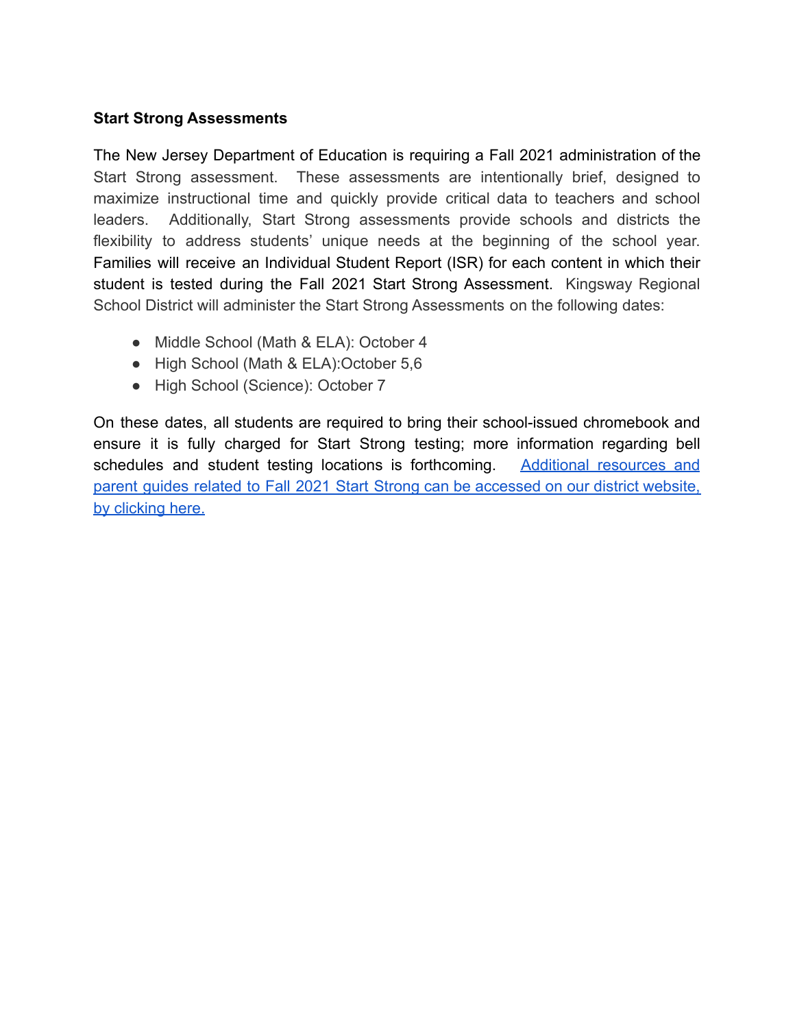**Start Strong Assessments**

The New Jersey Department of Education is requiring a Fall 2021 administration of the Start Strong assessment. These assessments are intentionally brief, designed to maximize instructional time and quickly provide critical data to teachers and school leaders. Additionally, Start Strong assessments provide schools and districts the flexibility to address students' unique needs at the beginning of the school year. Families will receive an Individual Student Report (ISR) for each content in which their student is tested during the Fall 2021 Start Strong Assessment. Kingsway Regional School District will administer the Start Strong Assessments on the following dates:

- Middle School (Math & ELA): October 4
- High School (Math & ELA):October 5,6
- High School (Science): October 7

On these dates, all students are required to bring their school-issued chromebook and ensure it is fully charged for Start Strong testing; more information regarding bell schedules and student testing locations is forthcoming. Additional resources and parent guides related to Fall 2021 Start Strong can be accessed on our district website, by clicking here.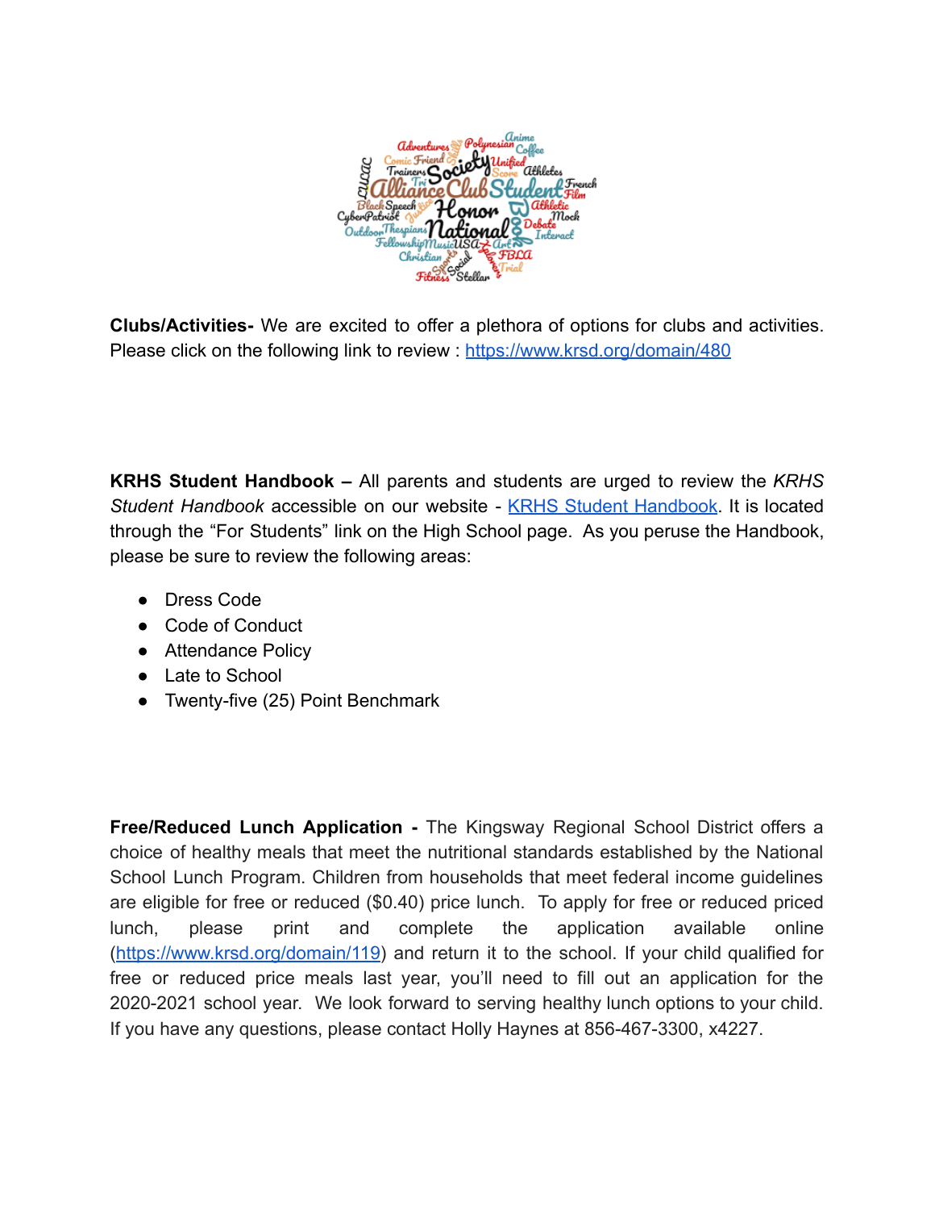**Clubs/Activities-** We are excited to offer a plethora of options for clubs and activities. Please click on the following link to review : https://www.krsd.org/domain/480

**KRHS Student Handbook –** All parents and students are urged to review the *KRHS Student Handbook* accessible on our website - KRHS Student Handbook. It is located through the "For Students" link on the High School page. As you peruse the Handbook, please be sure to review the following areas:

- Dress Code
- Code of Conduct
- Attendance Policy
- Late to School
- Twenty-five (25) Point Benchmark

**Free/Reduced Lunch Application -** The Kingsway Regional School District offers a choice of healthy meals that meet the nutritional standards established by the National School Lunch Program. Children from households that meet federal income guidelines are eligible for free or reduced ($0.40) price lunch. To apply for free or reduced priced lunch, please print and complete the application available online (https://www.krsd.org/domain/119) and return it to the school. If your child qualified for free or reduced price meals last year, you'll need to fill out an application for the 2020-2021 school year. We look forward to serving healthy lunch options to your child. If you have any questions, please contact Holly Haynes at 856-467-3300, x4227.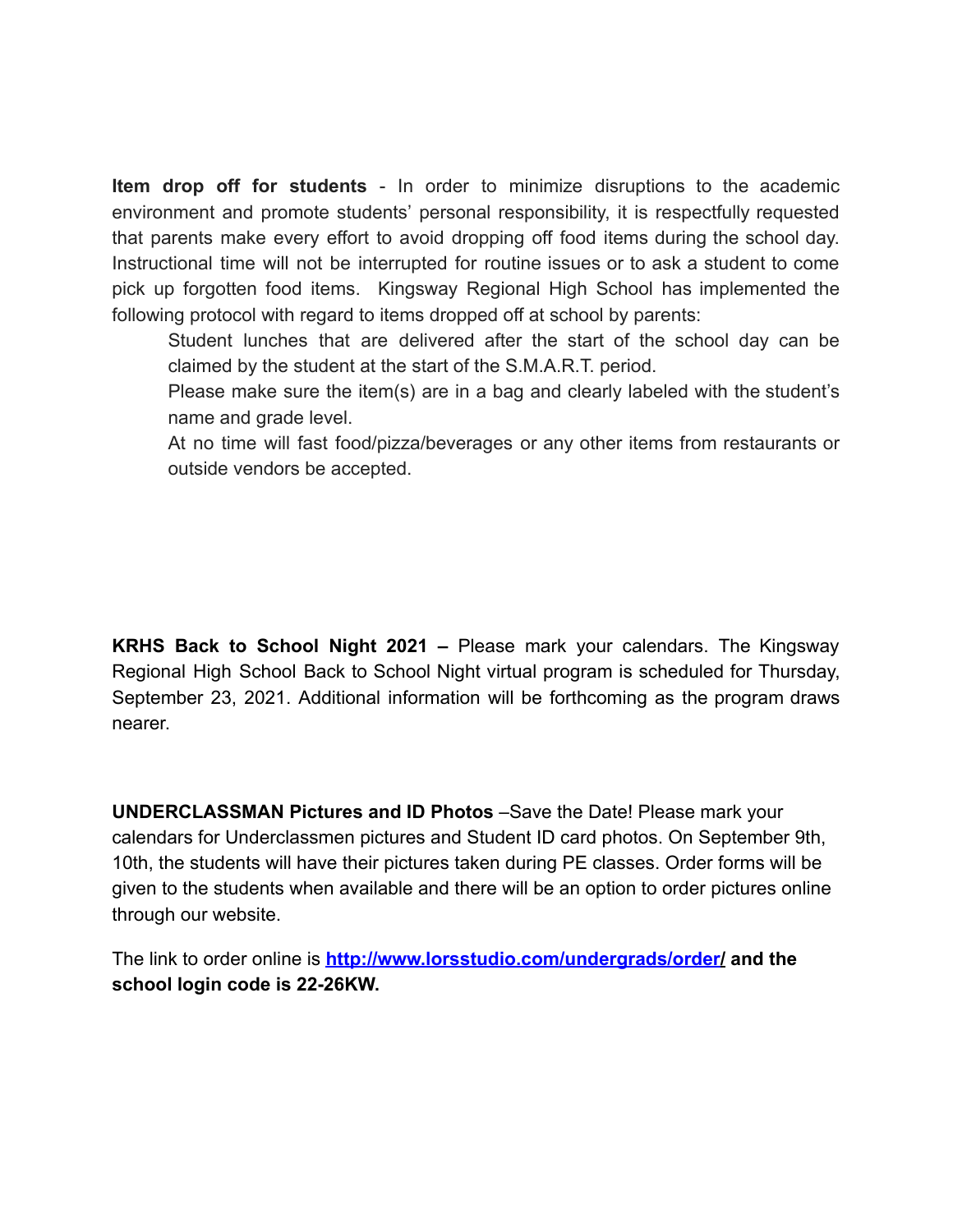**Item drop off for students** - In order to minimize disruptions to the academic environment and promote students' personal responsibility, it is respectfully requested that parents make every effort to avoid dropping off food items during the school day. Instructional time will not be interrupted for routine issues or to ask a student to come pick up forgotten food items. Kingsway Regional High School has implemented the following protocol with regard to items dropped off at school by parents:

> Student lunches that are delivered after the start of the school day can be claimed by the student at the start of the S.M.A.R.T. period.
>
> Please make sure the item(s) are in a bag and clearly labeled with the student's name and grade level.
>
> At no time will fast food/pizza/beverages or any other items from restaurants or outside vendors be accepted.

**KRHS Back to School Night 2021 –** Please mark your calendars. The Kingsway Regional High School Back to School Night virtual program is scheduled for Thursday, September 23, 2021. Additional information will be forthcoming as the program draws nearer.

**UNDERCLASSMAN Pictures and ID Photos** –Save the Date! Please mark your calendars for Underclassmen pictures and Student ID card photos. On September 9th, 10th, the students will have their pictures taken during PE classes. Order forms will be given to the students when available and there will be an option to order pictures online through our website.

The link to order online is **[http://www.lorsstudio.com/undergrads/order/](http://www.lorsstudio.com/undergrads/order/) and the school login code is 22-26KW.**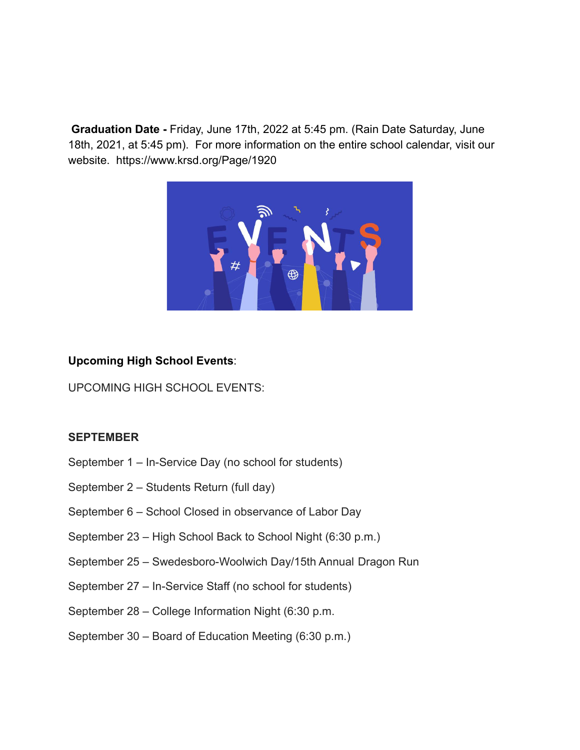**Graduation Date -** Friday, June 17th, 2022 at 5:45 pm. (Rain Date Saturday, June 18th, 2021, at 5:45 pm). For more information on the entire school calendar, visit our website. https://www.krsd.org/Page/1920

**Upcoming High School Events**:

UPCOMING HIGH SCHOOL EVENTS:

**SEPTEMBER**

September 1 – In-Service Day (no school for students)

September 2 – Students Return (full day)

September 6 – School Closed in observance of Labor Day

September 23 – High School Back to School Night (6:30 p.m.)

September 25 – Swedesboro-Woolwich Day/15th Annual Dragon Run

September 27 – In-Service Staff (no school for students)

September 28 – College Information Night (6:30 p.m.

September 30 – Board of Education Meeting (6:30 p.m.)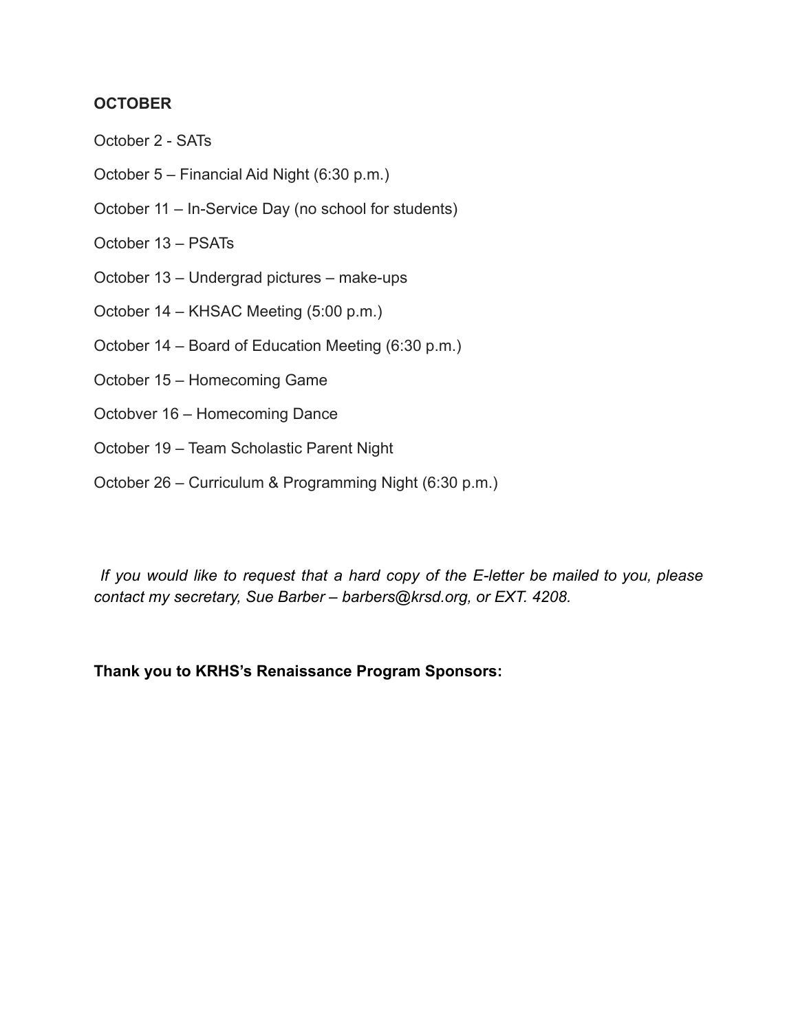**OCTOBER**

October 2 - SATs

October 5 – Financial Aid Night (6:30 p.m.)

October 11 – In-Service Day (no school for students)

October 13 – PSATs

October 13 – Undergrad pictures – make-ups

October 14 – KHSAC Meeting (5:00 p.m.)

October 14 – Board of Education Meeting (6:30 p.m.)

October 15 – Homecoming Game

Octobver 16 – Homecoming Dance

October 19 – Team Scholastic Parent Night

October 26 – Curriculum & Programming Night (6:30 p.m.)

*If you would like to request that a hard copy of the E-letter be mailed to you, please contact my secretary, Sue Barber – barbers@krsd.org, or EXT. 4208.*

**Thank you to KRHS's Renaissance Program Sponsors:**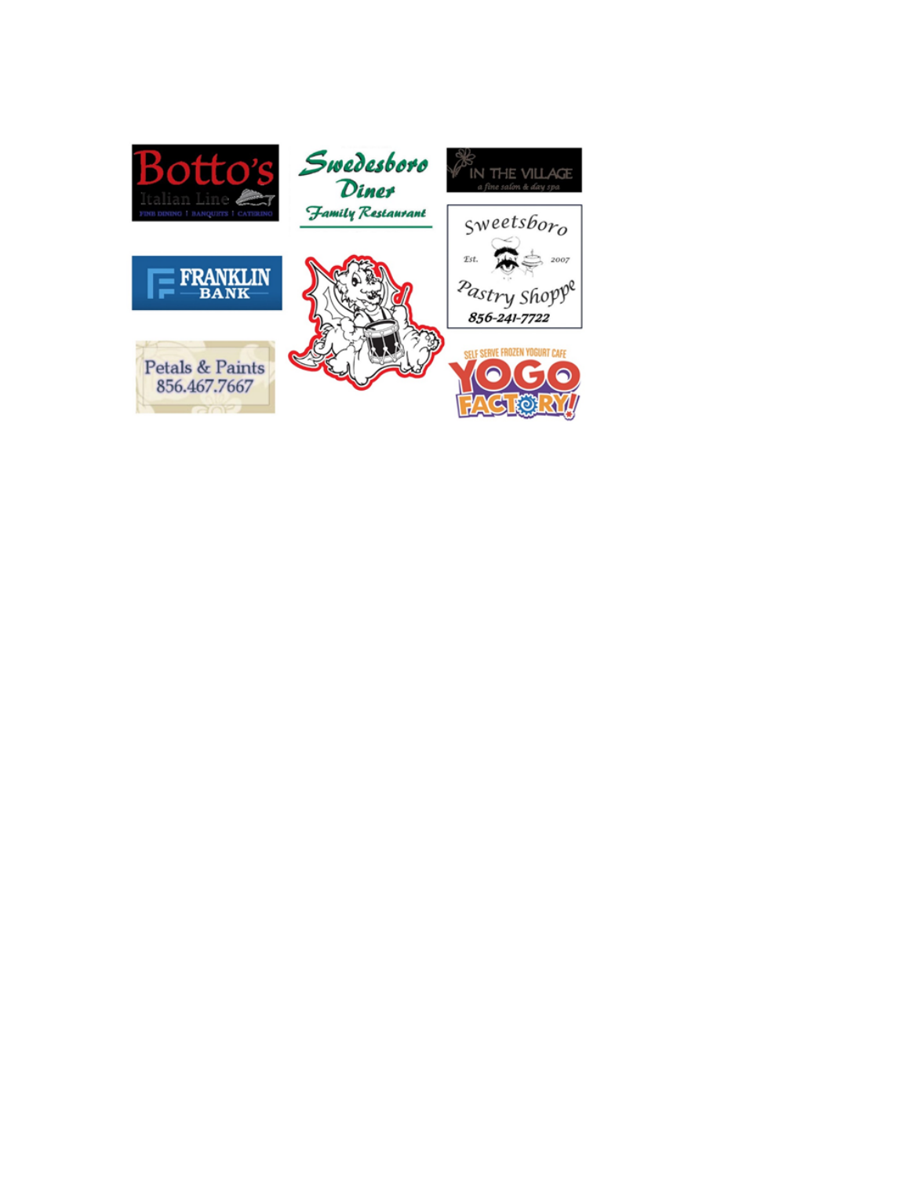Botto's

Italian Line

FINE DINING | BANQUETS | CATERING

Swedesboro Diner

Family Restaurant

IN THE VILLAGE

a fine salon & day spa

Sweetsboro

Est. 2007

Pastry Shoppe

856-241-7722

FRANKLIN BANK

Petals & Paints

856.467.7667

SELF SERVE FROZEN YOGURT CAFE

YOGO FACTORY!